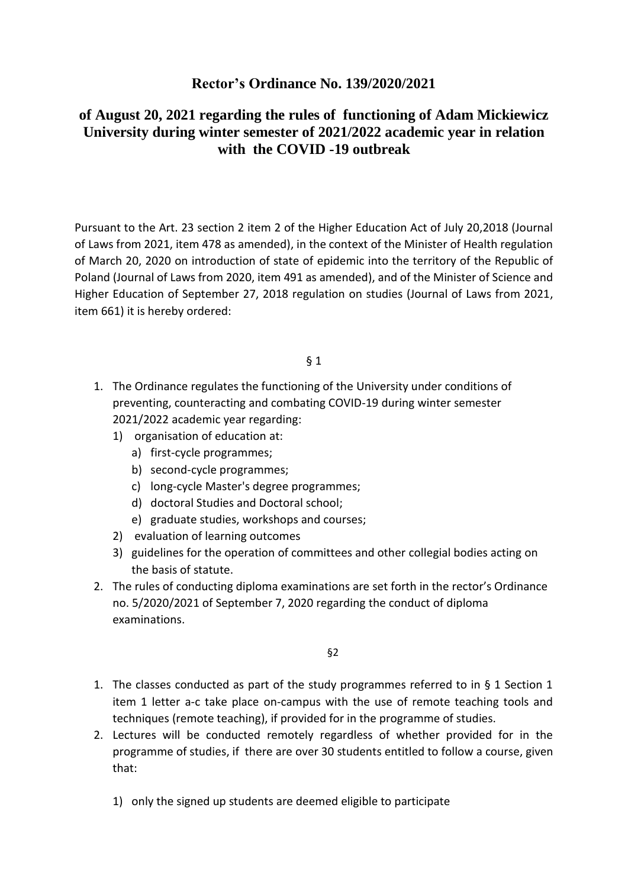# Rector's Ordinance No. 139/2020/2021

## of August 20, 2021 regarding the rules of functioning of Adam Mickiewicz University during winter semester of 2021/2022 academic year in relation with the COVID -19 outbreak

Pursuant to the Art. 23 section 2 item 2 of the Higher Education Act of July 20,2018 (Journal of Laws from 2021, item 478 as amended), in the context of the Minister of Health regulation of March 20, 2020 on introduction of state of epidemic into the territory of the Republic of Poland (Journal of Laws from 2020, item 491 as amended), and of the Minister of Science and Higher Education of September 27, 2018 regulation on studies (Journal of Laws from 2021, item 661) it is hereby ordered:

§ 1

1. The Ordinance regulates the functioning of the University under conditions of preventing, counteracting and combating COVID-19 during winter semester 2021/2022 academic year regarding:
   1) organisation of education at:
      a) first-cycle programmes;
      b) second-cycle programmes;
      c) long-cycle Master's degree programmes;
      d) doctoral Studies and Doctoral school;
      e) graduate studies, workshops and courses;
   2) evaluation of learning outcomes
   3) guidelines for the operation of committees and other collegial bodies acting on the basis of statute.
2. The rules of conducting diploma examinations are set forth in the rector's Ordinance no. 5/2020/2021 of September 7, 2020 regarding the conduct of diploma examinations.

§2

1. The classes conducted as part of the study programmes referred to in § 1 Section 1 item 1 letter a-c take place on-campus with the use of remote teaching tools and techniques (remote teaching), if provided for in the programme of studies.
2. Lectures will be conducted remotely regardless of whether provided for in the programme of studies, if there are over 30 students entitled to follow a course, given that:

   1) only the signed up students are deemed eligible to participate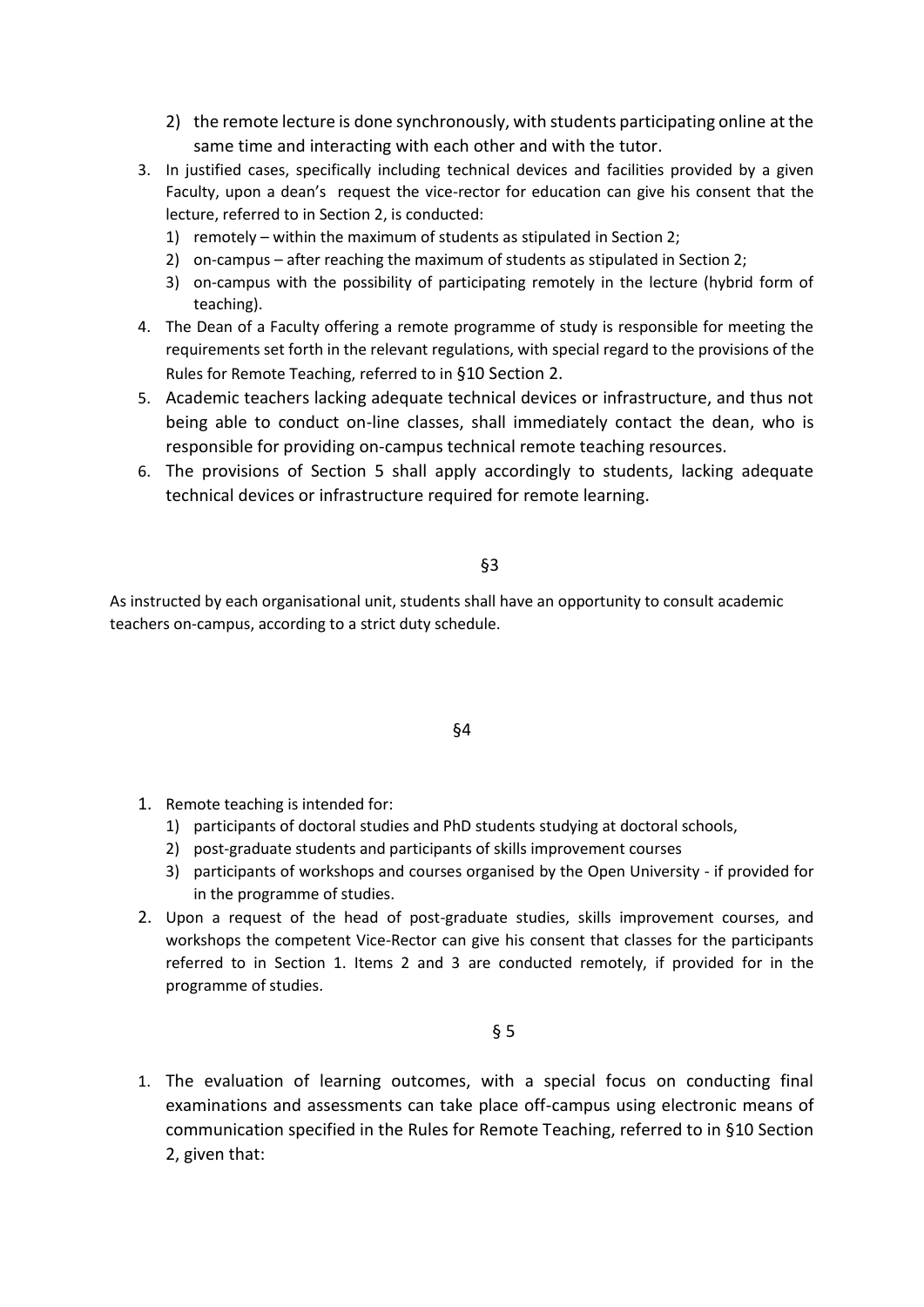2) the remote lecture is done synchronously, with students participating online at the same time and interacting with each other and with the tutor.

3. In justified cases, specifically including technical devices and facilities provided by a given Faculty, upon a dean's request the vice-rector for education can give his consent that the lecture, referred to in Section 2, is conducted:
   1) remotely – within the maximum of students as stipulated in Section 2;
   2) on-campus – after reaching the maximum of students as stipulated in Section 2;
   3) on-campus with the possibility of participating remotely in the lecture (hybrid form of teaching).
4. The Dean of a Faculty offering a remote programme of study is responsible for meeting the requirements set forth in the relevant regulations, with special regard to the provisions of the Rules for Remote Teaching, referred to in §10 Section 2.
5. Academic teachers lacking adequate technical devices or infrastructure, and thus not being able to conduct on-line classes, shall immediately contact the dean, who is responsible for providing on-campus technical remote teaching resources.
6. The provisions of Section 5 shall apply accordingly to students, lacking adequate technical devices or infrastructure required for remote learning.

§3

As instructed by each organisational unit, students shall have an opportunity to consult academic teachers on-campus, according to a strict duty schedule.

§4

1. Remote teaching is intended for:
   1) participants of doctoral studies and PhD students studying at doctoral schools,
   2) post-graduate students and participants of skills improvement courses
   3) participants of workshops and courses organised by the Open University - if provided for in the programme of studies.
2. Upon a request of the head of post-graduate studies, skills improvement courses, and workshops the competent Vice-Rector can give his consent that classes for the participants referred to in Section 1. Items 2 and 3 are conducted remotely, if provided for in the programme of studies.

§ 5

1. The evaluation of learning outcomes, with a special focus on conducting final examinations and assessments can take place off-campus using electronic means of communication specified in the Rules for Remote Teaching, referred to in §10 Section 2, given that: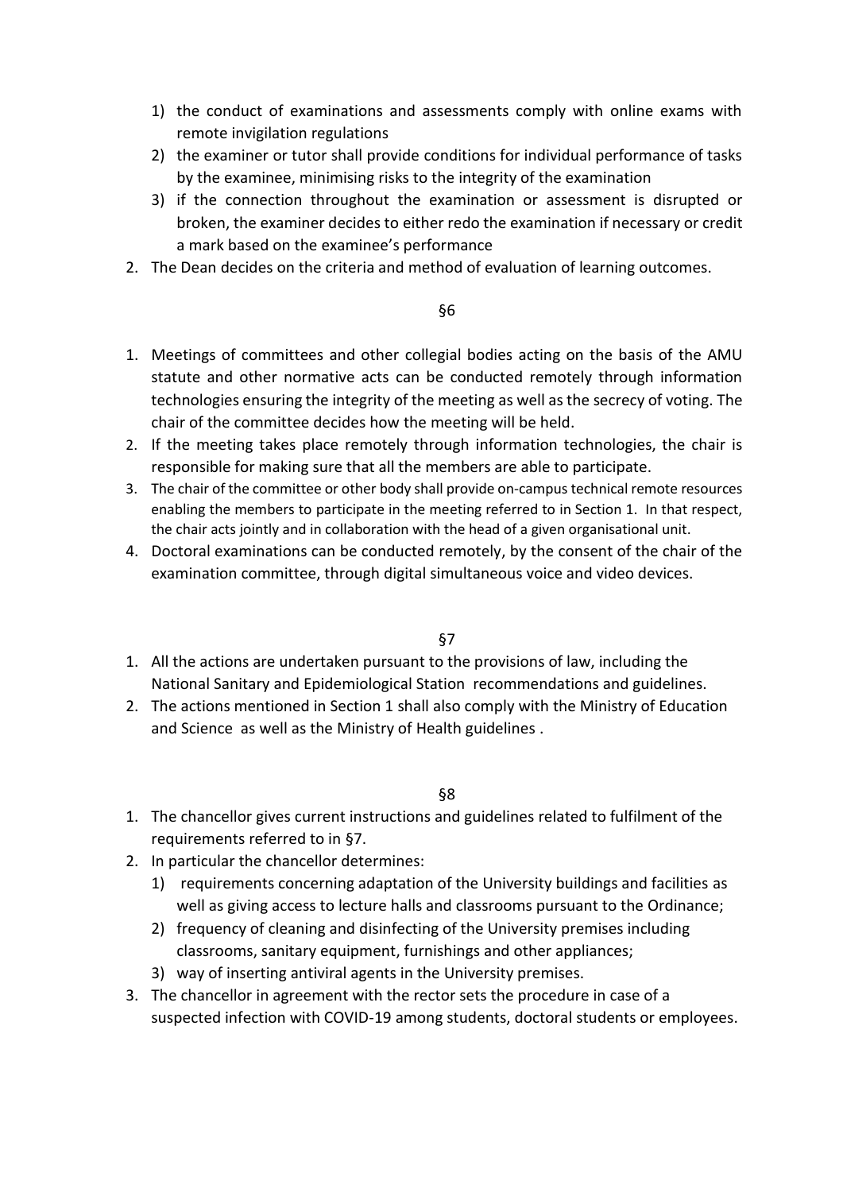1) the conduct of examinations and assessments comply with online exams with remote invigilation regulations
2) the examiner or tutor shall provide conditions for individual performance of tasks by the examinee, minimising risks to the integrity of the examination
3) if the connection throughout the examination or assessment is disrupted or broken, the examiner decides to either redo the examination if necessary or credit a mark based on the examinee's performance

2. The Dean decides on the criteria and method of evaluation of learning outcomes.

§6

1. Meetings of committees and other collegial bodies acting on the basis of the AMU statute and other normative acts can be conducted remotely through information technologies ensuring the integrity of the meeting as well as the secrecy of voting. The chair of the committee decides how the meeting will be held.
2. If the meeting takes place remotely through information technologies, the chair is responsible for making sure that all the members are able to participate.
3. The chair of the committee or other body shall provide on-campus technical remote resources enabling the members to participate in the meeting referred to in Section 1. In that respect, the chair acts jointly and in collaboration with the head of a given organisational unit.
4. Doctoral examinations can be conducted remotely, by the consent of the chair of the examination committee, through digital simultaneous voice and video devices.

§7

1. All the actions are undertaken pursuant to the provisions of law, including the National Sanitary and Epidemiological Station recommendations and guidelines.
2. The actions mentioned in Section 1 shall also comply with the Ministry of Education and Science as well as the Ministry of Health guidelines .

§8

1. The chancellor gives current instructions and guidelines related to fulfilment of the requirements referred to in §7.
2. In particular the chancellor determines:
   1) requirements concerning adaptation of the University buildings and facilities as well as giving access to lecture halls and classrooms pursuant to the Ordinance;
   2) frequency of cleaning and disinfecting of the University premises including classrooms, sanitary equipment, furnishings and other appliances;
   3) way of inserting antiviral agents in the University premises.
3. The chancellor in agreement with the rector sets the procedure in case of a suspected infection with COVID-19 among students, doctoral students or employees.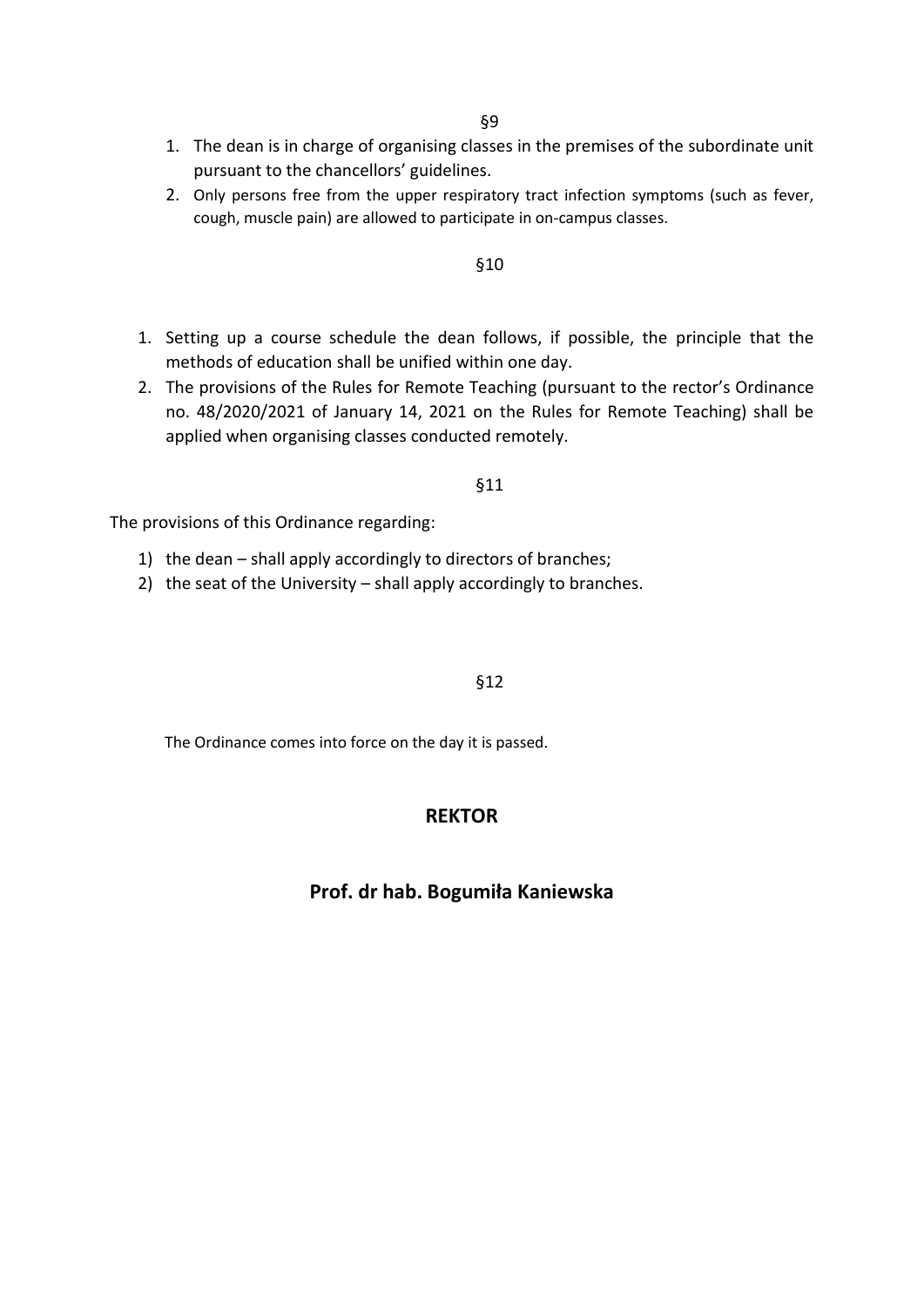§9

1. The dean is in charge of organising classes in the premises of the subordinate unit pursuant to the chancellors' guidelines.
2. Only persons free from the upper respiratory tract infection symptoms (such as fever, cough, muscle pain) are allowed to participate in on-campus classes.

§10

1. Setting up a course schedule the dean follows, if possible, the principle that the methods of education shall be unified within one day.
2. The provisions of the Rules for Remote Teaching (pursuant to the rector's Ordinance no. 48/2020/2021 of January 14, 2021 on the Rules for Remote Teaching) shall be applied when organising classes conducted remotely.

§11

The provisions of this Ordinance regarding:

1) the dean – shall apply accordingly to directors of branches;
2) the seat of the University – shall apply accordingly to branches.

§12

The Ordinance comes into force on the day it is passed.

**REKTOR**

**Prof. dr hab. Bogumiła Kaniewska**